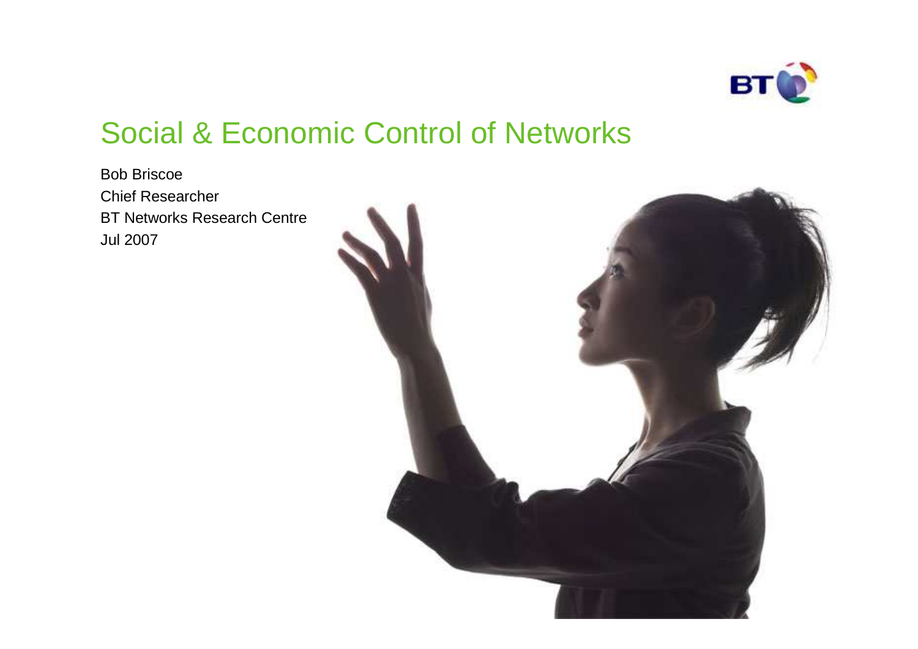# Social & Economic Control of Networks

Bob Briscoe

Chief Researcher

BT Networks Research Centre

Jul 2007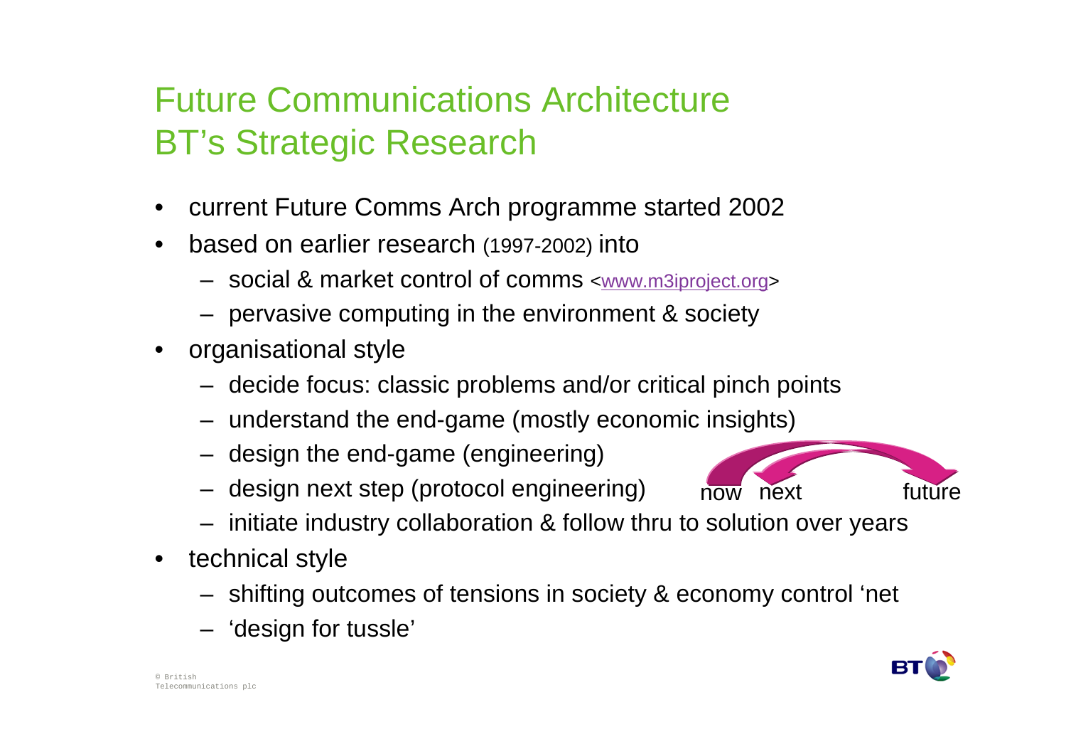# Future Communications Architecture
# BT's Strategic Research

- current Future Comms Arch programme started 2002
- based on earlier research (1997-2002) into
  - social & market control of comms <www.m3iproject.org>
  - pervasive computing in the environment & society
- organisational style
  - decide focus: classic problems and/or critical pinch points
  - understand the end-game (mostly economic insights)
  - design the end-game (engineering)
  - design next step (protocol engineering)
  - initiate industry collaboration & follow thru to solution over years
- technical style
  - shifting outcomes of tensions in society & economy control 'net
  - 'design for tussle'

now next future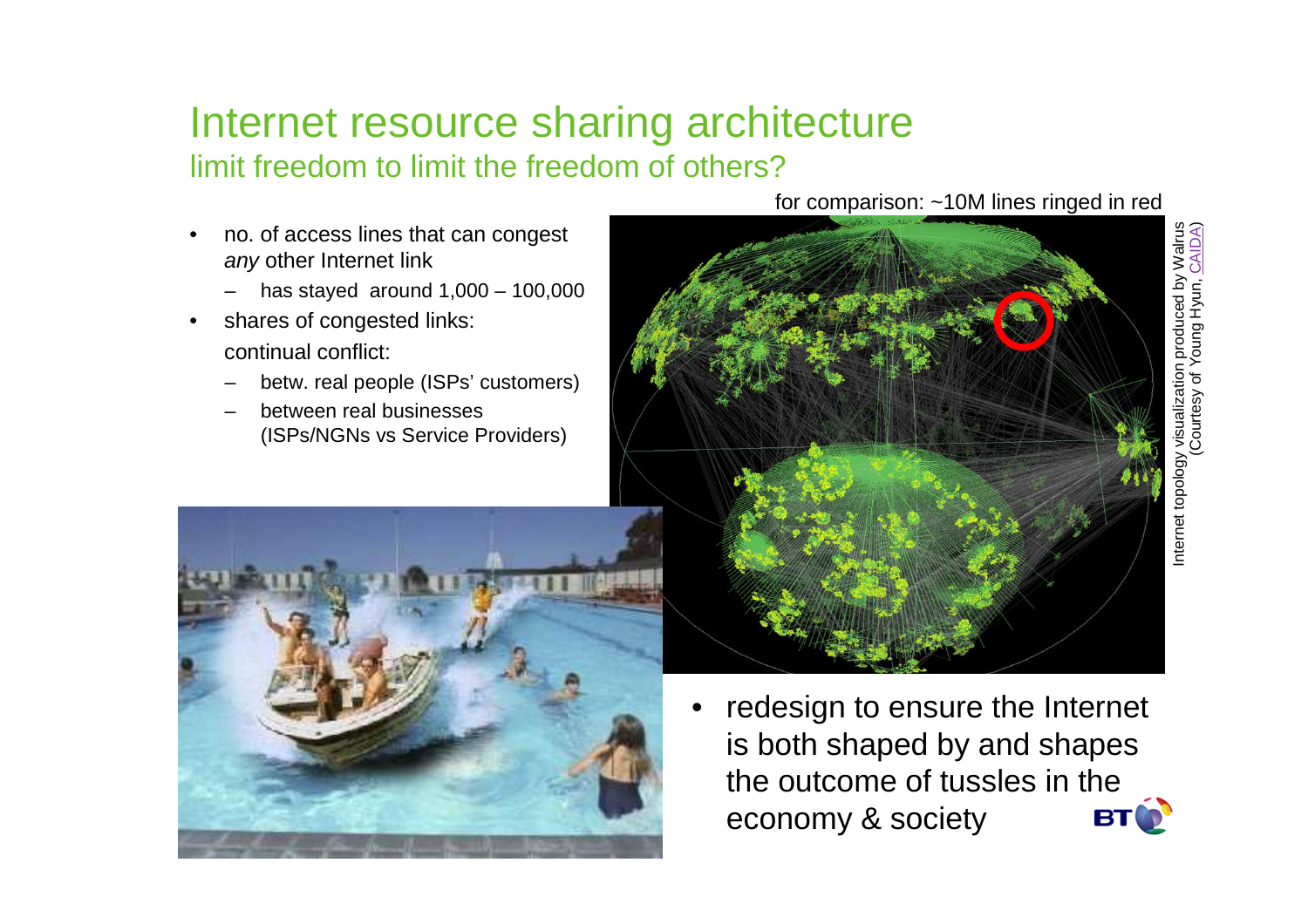# Internet resource sharing architecture

## limit freedom to limit the freedom of others?

- no. of access lines that can congest *any* other Internet link
  - has stayed around 1,000 – 100,000
- shares of congested links: continual conflict:
  - betw. real people (ISPs' customers)
  - between real businesses (ISPs/NGNs vs Service Providers)

for comparison: ~10M lines ringed in red

Internet topology visualization produced by Walrus (Courtesy of Young Hyun, CAIDA)

- redesign to ensure the Internet is both shaped by and shapes the outcome of tussles in the economy & society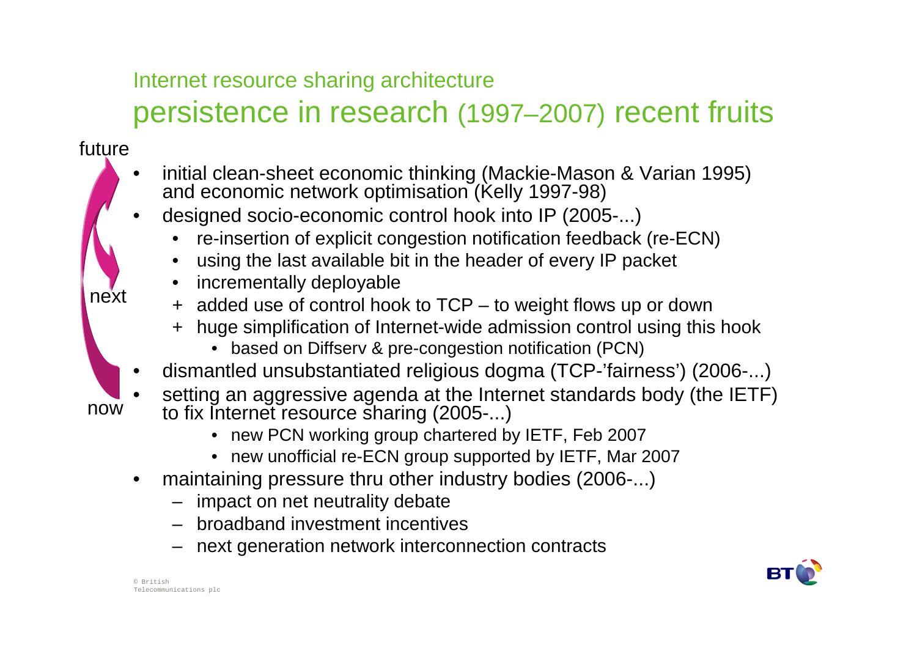## Internet resource sharing architecture

# persistence in research (1997–2007) recent fruits

future

next

now

- initial clean-sheet economic thinking (Mackie-Mason & Varian 1995) and economic network optimisation (Kelly 1997-98)
- designed socio-economic control hook into IP (2005-...)
  - re-insertion of explicit congestion notification feedback (re-ECN)
  - using the last available bit in the header of every IP packet
  - incrementally deployable
  - + added use of control hook to TCP – to weight flows up or down
  - + huge simplification of Internet-wide admission control using this hook
    - based on Diffserv & pre-congestion notification (PCN)
- dismantled unsubstantiated religious dogma (TCP-'fairness') (2006-...)
- setting an aggressive agenda at the Internet standards body (the IETF) to fix Internet resource sharing (2005-...)
    - new PCN working group chartered by IETF, Feb 2007
    - new unofficial re-ECN group supported by IETF, Mar 2007
- maintaining pressure thru other industry bodies (2006-...)
  - impact on net neutrality debate
  - broadband investment incentives
  - next generation network interconnection contracts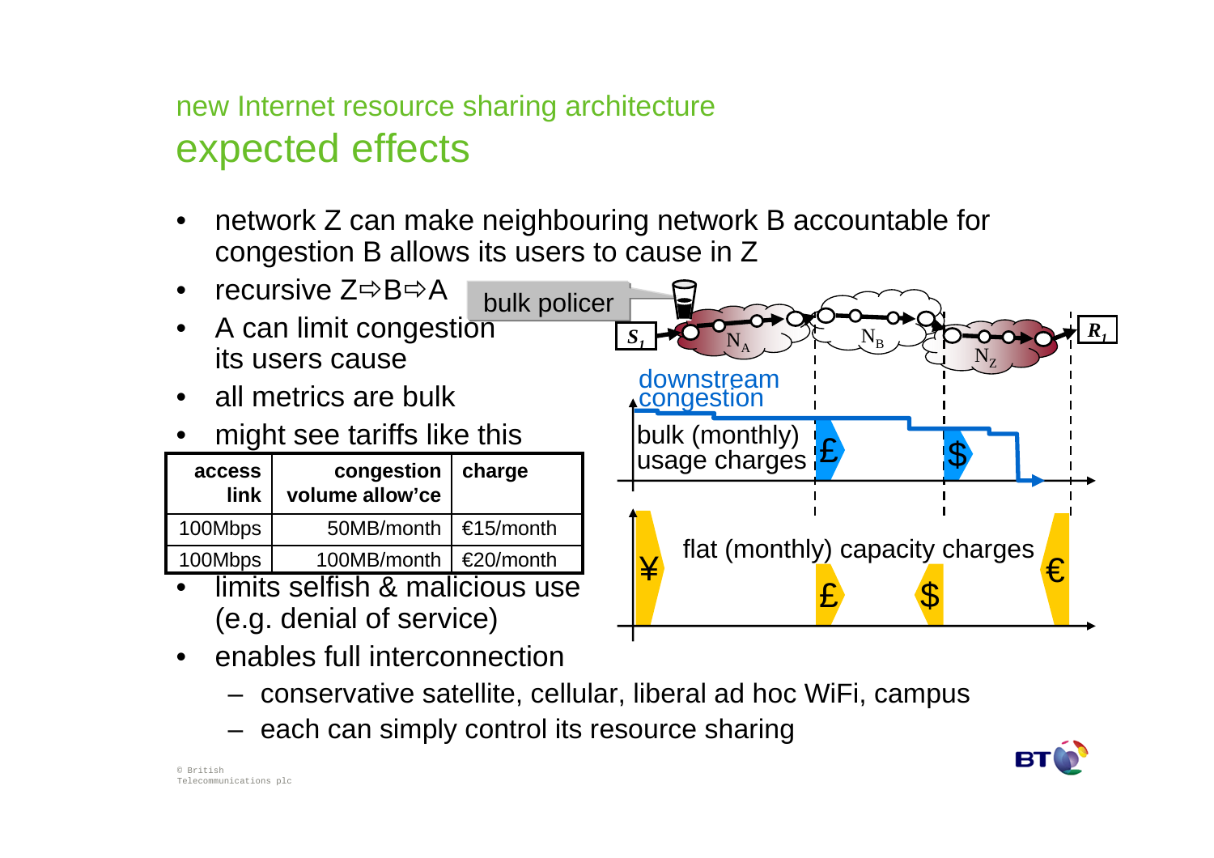## new Internet resource sharing architecture

# expected effects

- network Z can make neighbouring network B accountable for congestion B allows its users to cause in Z
- recursive Z⇨B⇨A
- A can limit congestion its users cause
- all metrics are bulk
- might see tariffs like this

| access link | congestion volume allow'ce | charge |
|---|---|---|
| 100Mbps | 50MB/month | €15/month |
| 100Mbps | 100MB/month | €20/month |

- limits selfish & malicious use (e.g. denial of service)
- enables full interconnection
  - conservative satellite, cellular, liberal ad hoc WiFi, campus
  - each can simply control its resource sharing

bulk policer

$S_1$ $N_A$ $N_B$ $N_Z$ $R_1$

downstream congestion

bulk (monthly) usage charges £ $

flat (monthly) capacity charges ¥ £ $ €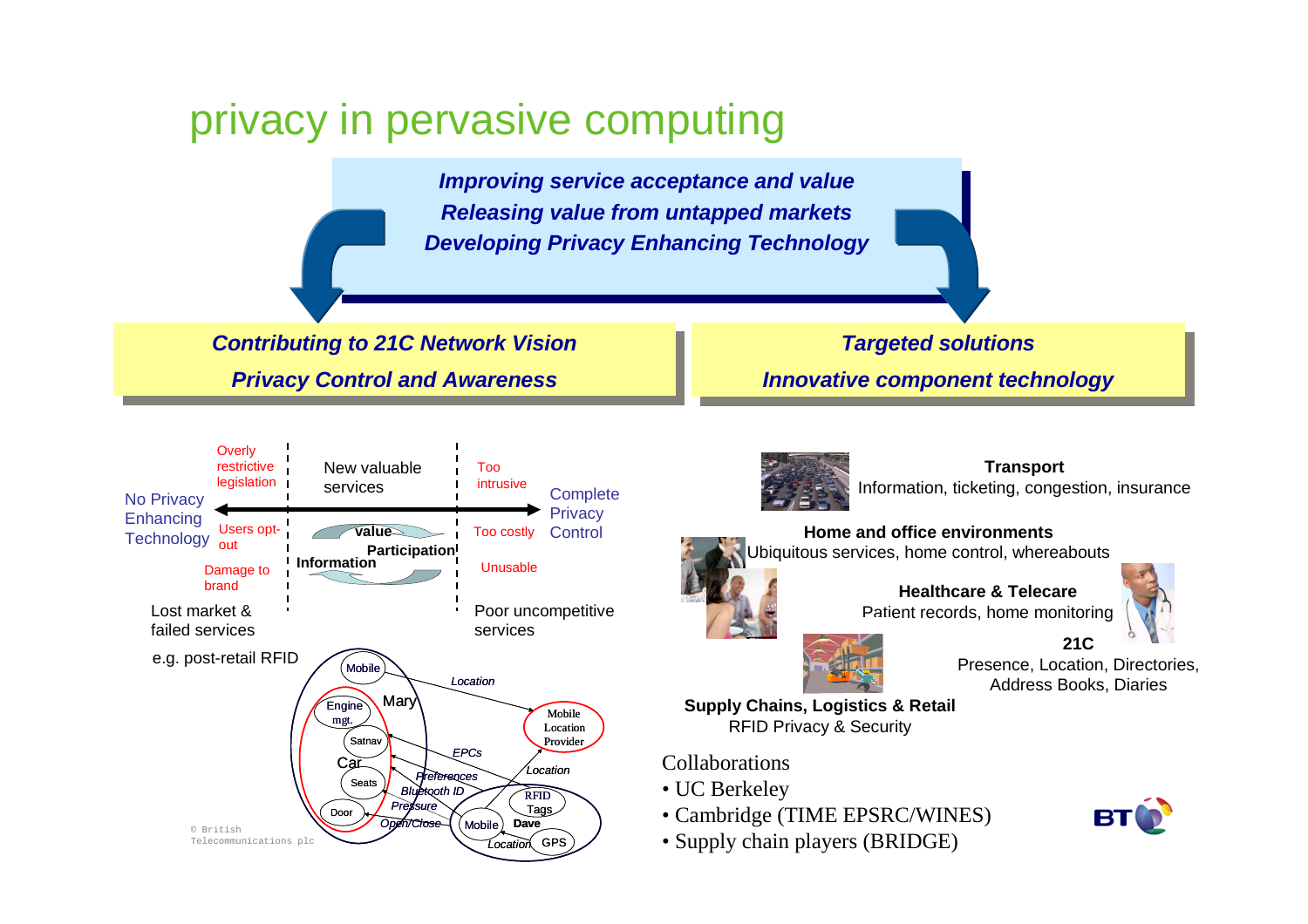# privacy in pervasive computing

***Improving service acceptance and value***
***Releasing value from untapped markets***
***Developing Privacy Enhancing Technology***

***Contributing to 21C Network Vision***
***Privacy Control and Awareness***

***Targeted solutions***
***Innovative component technology***

No Privacy Enhancing Technology

Overly restrictive legislation

Users opt-out

Damage to brand

New valuable services

value

Participation

Information

Too intrusive

Too costly

Unusable

Complete Privacy Control

Lost market & failed services

Poor uncompetitive services

e.g. post-retail RFID

Mobile, Mary, Engine mgt., Satnav, Car, Seats, Door

Location, EPCs, Preferences, Bluetooth ID, Pressure, Open/Close, Location

Mobile Location Provider

RFID Tags, Mobile, Dave, GPS, Location

**Transport**
Information, ticketing, congestion, insurance

**Home and office environments**
Ubiquitous services, home control, whereabouts

**Healthcare & Telecare**
Patient records, home monitoring

**21C**
Presence, Location, Directories, Address Books, Diaries

**Supply Chains, Logistics & Retail**
RFID Privacy & Security

Collaborations

- UC Berkeley
- Cambridge (TIME EPSRC/WINES)
- Supply chain players (BRIDGE)

© British Telecommunications plc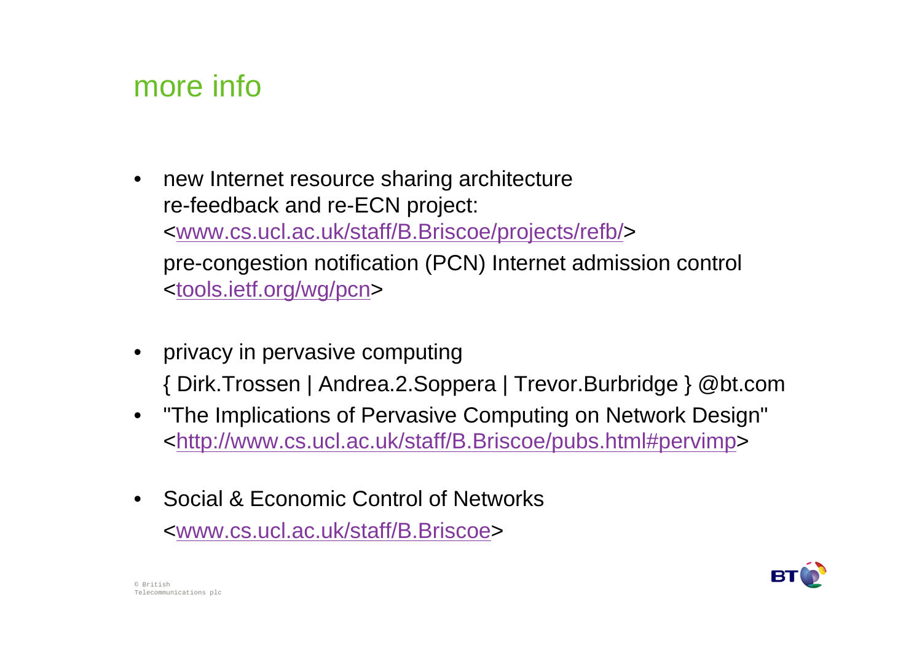# more info

- new Internet resource sharing architecture
  re-feedback and re-ECN project:
  <www.cs.ucl.ac.uk/staff/B.Briscoe/projects/refb/>
  pre-congestion notification (PCN) Internet admission control
  <tools.ietf.org/wg/pcn>

- privacy in pervasive computing
  { Dirk.Trossen | Andrea.2.Soppera | Trevor.Burbridge } @bt.com
- "The Implications of Pervasive Computing on Network Design"
  <http://www.cs.ucl.ac.uk/staff/B.Briscoe/pubs.html#pervimp>

- Social & Economic Control of Networks
  <www.cs.ucl.ac.uk/staff/B.Briscoe>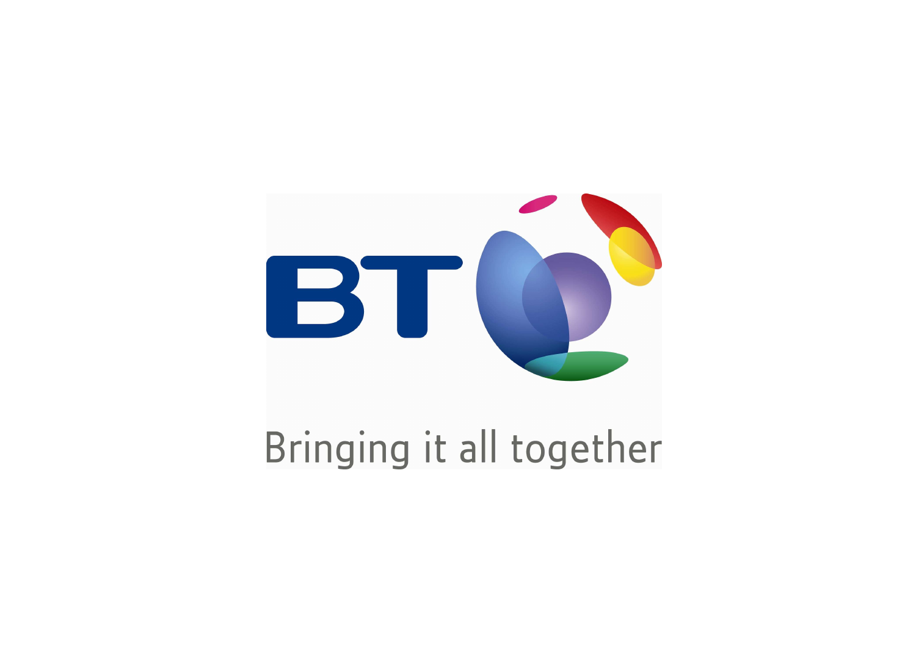BT

Bringing it all together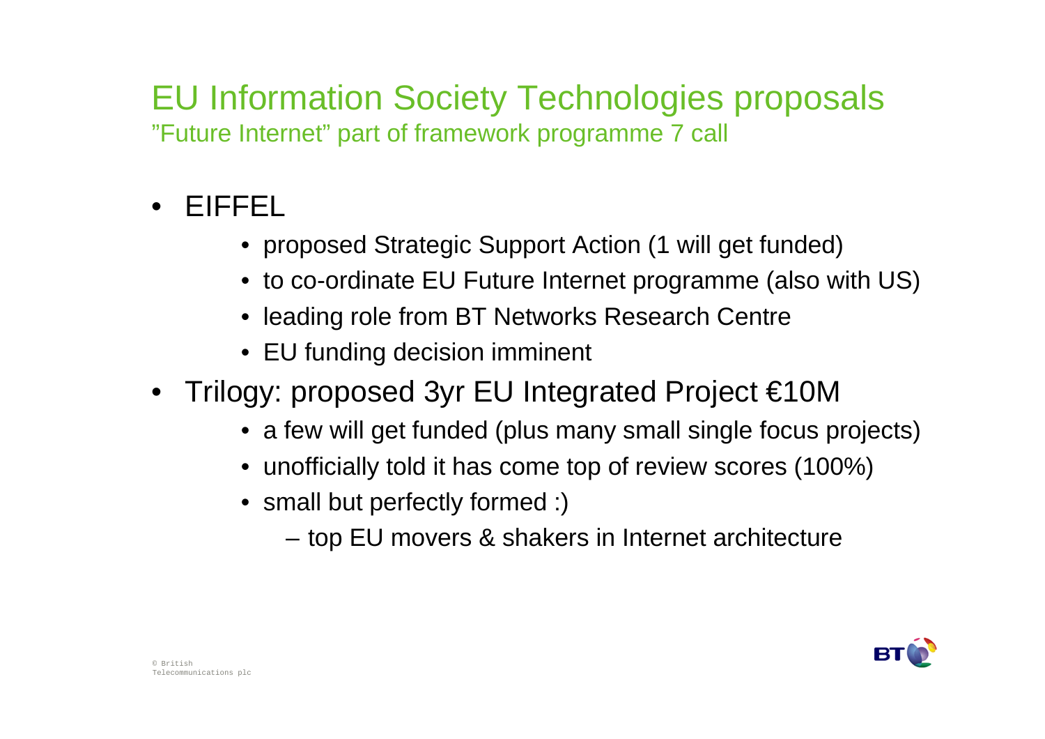# EU Information Society Technologies proposals

”Future Internet” part of framework programme 7 call

- EIFFEL
  - proposed Strategic Support Action (1 will get funded)
  - to co-ordinate EU Future Internet programme (also with US)
  - leading role from BT Networks Research Centre
  - EU funding decision imminent
- Trilogy: proposed 3yr EU Integrated Project €10M
  - a few will get funded (plus many small single focus projects)
  - unofficially told it has come top of review scores (100%)
  - small but perfectly formed :)
    - top EU movers & shakers in Internet architecture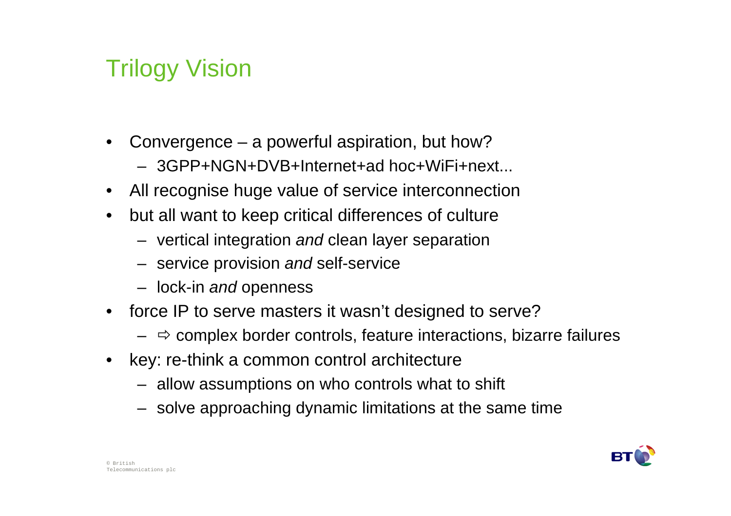# Trilogy Vision

- Convergence – a powerful aspiration, but how?
  - 3GPP+NGN+DVB+Internet+ad hoc+WiFi+next...
- All recognise huge value of service interconnection
- but all want to keep critical differences of culture
  - vertical integration *and* clean layer separation
  - service provision *and* self-service
  - lock-in *and* openness
- force IP to serve masters it wasn't designed to serve?
  - ⇨ complex border controls, feature interactions, bizarre failures
- key: re-think a common control architecture
  - allow assumptions on who controls what to shift
  - solve approaching dynamic limitations at the same time

© British Telecommunications plc